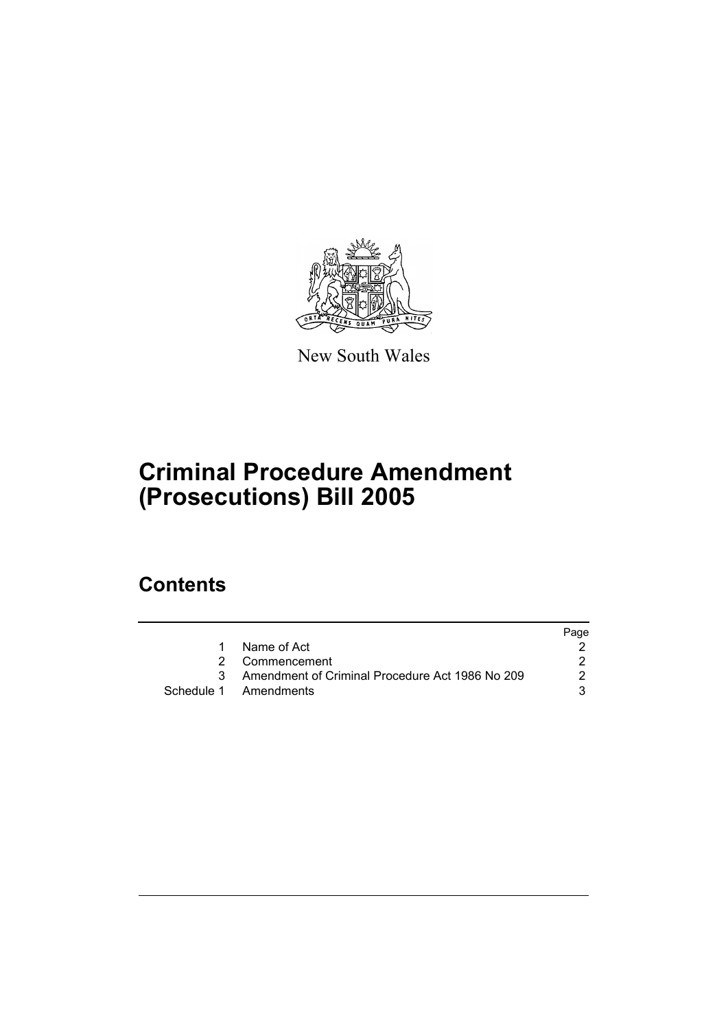New South Wales

# Criminal Procedure Amendment (Prosecutions) Bill 2005

## Contents

| | | Page |
|---|---|---|
| 1 | Name of Act | 2 |
| 2 | Commencement | 2 |
| 3 | Amendment of Criminal Procedure Act 1986 No 209 | 2 |
| Schedule 1 | Amendments | 3 |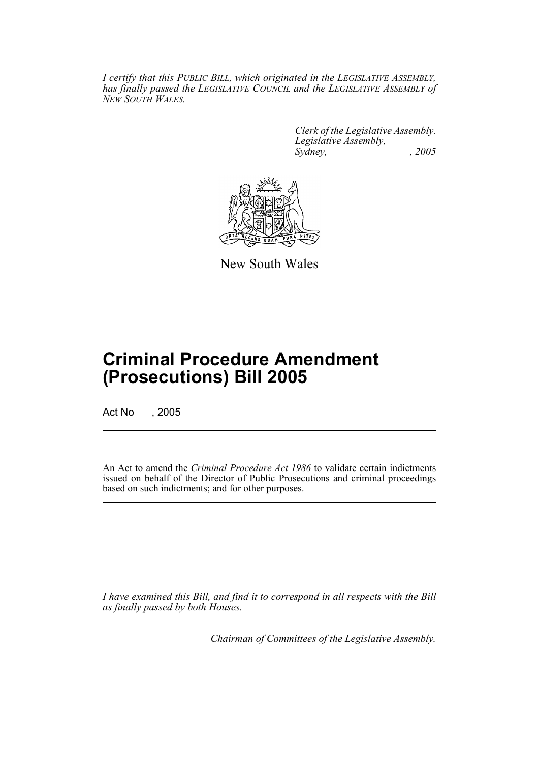*I certify that this PUBLIC BILL, which originated in the LEGISLATIVE ASSEMBLY, has finally passed the LEGISLATIVE COUNCIL and the LEGISLATIVE ASSEMBLY of NEW SOUTH WALES.*

*Clerk of the Legislative Assembly.*
*Legislative Assembly,*
*Sydney, , 2005*

New South Wales

# Criminal Procedure Amendment (Prosecutions) Bill 2005

Act No , 2005

An Act to amend the *Criminal Procedure Act 1986* to validate certain indictments issued on behalf of the Director of Public Prosecutions and criminal proceedings based on such indictments; and for other purposes.

*I have examined this Bill, and find it to correspond in all respects with the Bill as finally passed by both Houses.*

*Chairman of Committees of the Legislative Assembly.*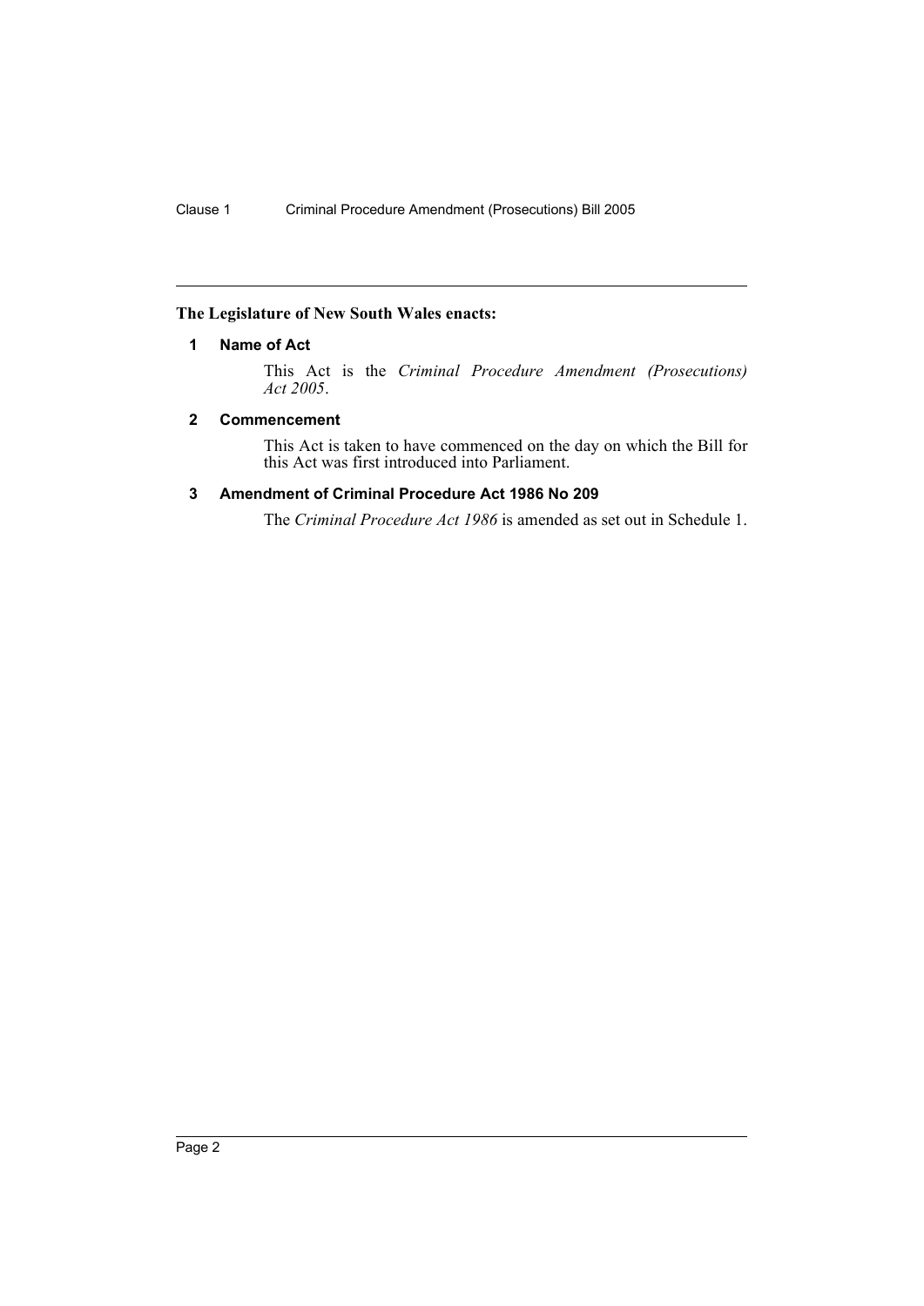**The Legislature of New South Wales enacts:**

### 1 Name of Act

This Act is the *Criminal Procedure Amendment (Prosecutions) Act 2005*.

### 2 Commencement

This Act is taken to have commenced on the day on which the Bill for this Act was first introduced into Parliament.

### 3 Amendment of Criminal Procedure Act 1986 No 209

The *Criminal Procedure Act 1986* is amended as set out in Schedule 1.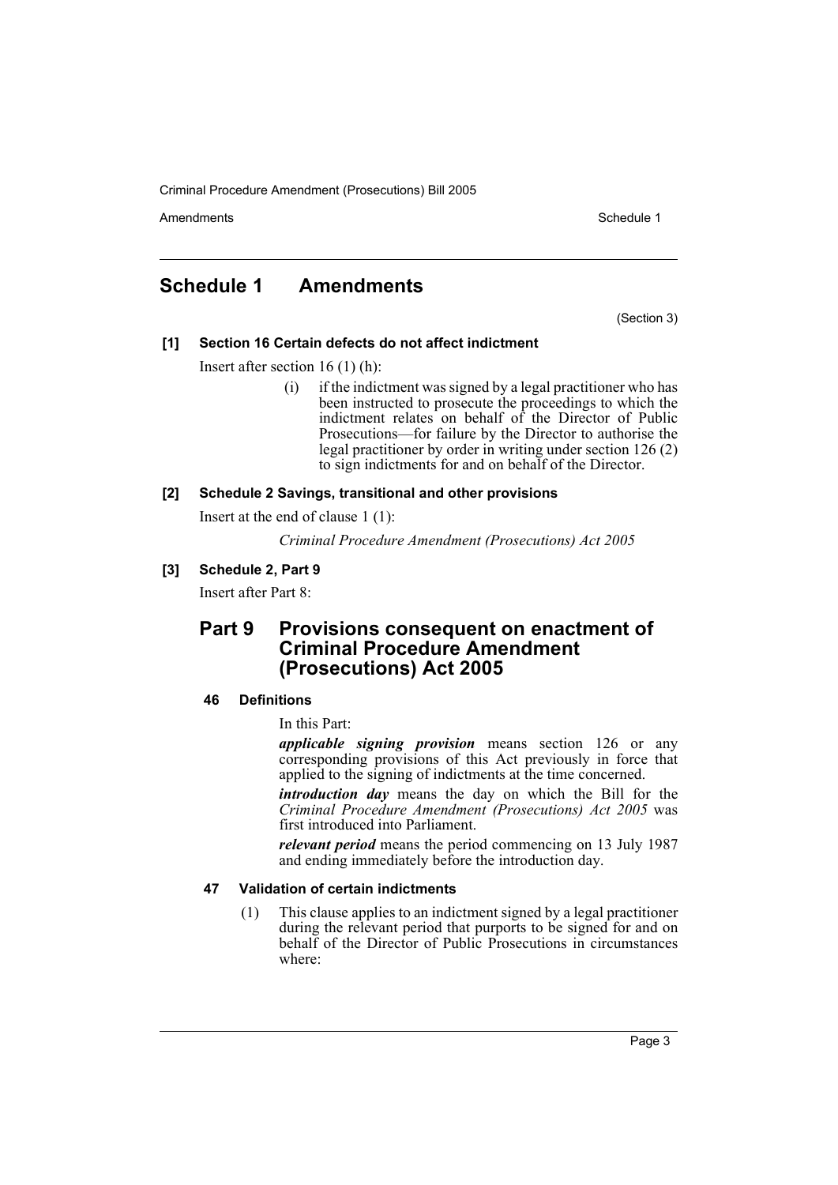## Schedule 1 Amendments

(Section 3)

**[1] Section 16 Certain defects do not affect indictment**

Insert after section 16 (1) (h):

> (i) if the indictment was signed by a legal practitioner who has been instructed to prosecute the proceedings to which the indictment relates on behalf of the Director of Public Prosecutions—for failure by the Director to authorise the legal practitioner by order in writing under section 126 (2) to sign indictments for and on behalf of the Director.

**[2] Schedule 2 Savings, transitional and other provisions**

Insert at the end of clause 1 (1):

> *Criminal Procedure Amendment (Prosecutions) Act 2005*

**[3] Schedule 2, Part 9**

Insert after Part 8:

### Part 9 Provisions consequent on enactment of Criminal Procedure Amendment (Prosecutions) Act 2005

**46 Definitions**

In this Part:

***applicable signing provision*** means section 126 or any corresponding provisions of this Act previously in force that applied to the signing of indictments at the time concerned.

***introduction day*** means the day on which the Bill for the *Criminal Procedure Amendment (Prosecutions) Act 2005* was first introduced into Parliament.

***relevant period*** means the period commencing on 13 July 1987 and ending immediately before the introduction day.

**47 Validation of certain indictments**

(1) This clause applies to an indictment signed by a legal practitioner during the relevant period that purports to be signed for and on behalf of the Director of Public Prosecutions in circumstances where: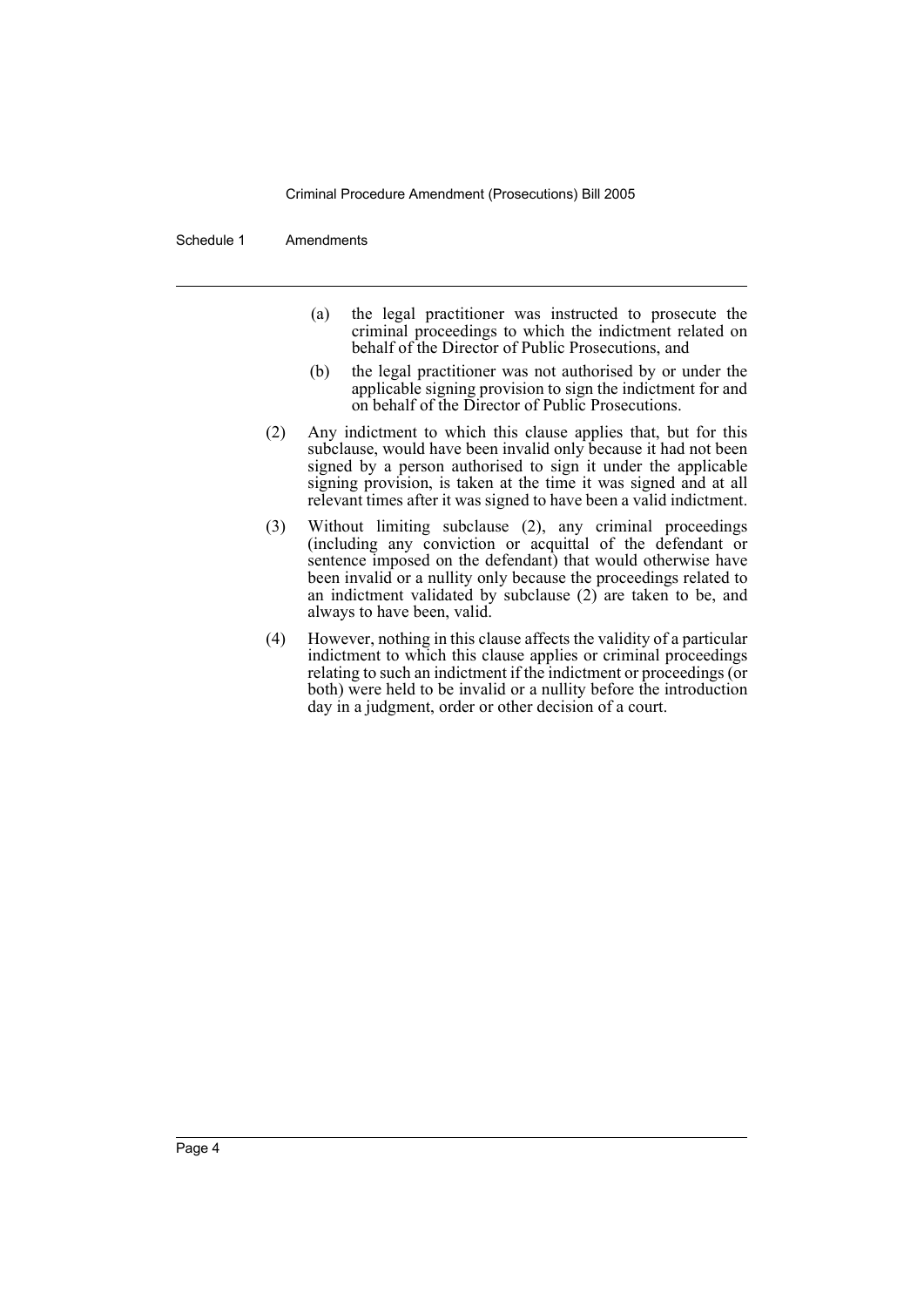(a) the legal practitioner was instructed to prosecute the criminal proceedings to which the indictment related on behalf of the Director of Public Prosecutions, and

(b) the legal practitioner was not authorised by or under the applicable signing provision to sign the indictment for and on behalf of the Director of Public Prosecutions.

(2) Any indictment to which this clause applies that, but for this subclause, would have been invalid only because it had not been signed by a person authorised to sign it under the applicable signing provision, is taken at the time it was signed and at all relevant times after it was signed to have been a valid indictment.

(3) Without limiting subclause (2), any criminal proceedings (including any conviction or acquittal of the defendant or sentence imposed on the defendant) that would otherwise have been invalid or a nullity only because the proceedings related to an indictment validated by subclause (2) are taken to be, and always to have been, valid.

(4) However, nothing in this clause affects the validity of a particular indictment to which this clause applies or criminal proceedings relating to such an indictment if the indictment or proceedings (or both) were held to be invalid or a nullity before the introduction day in a judgment, order or other decision of a court.